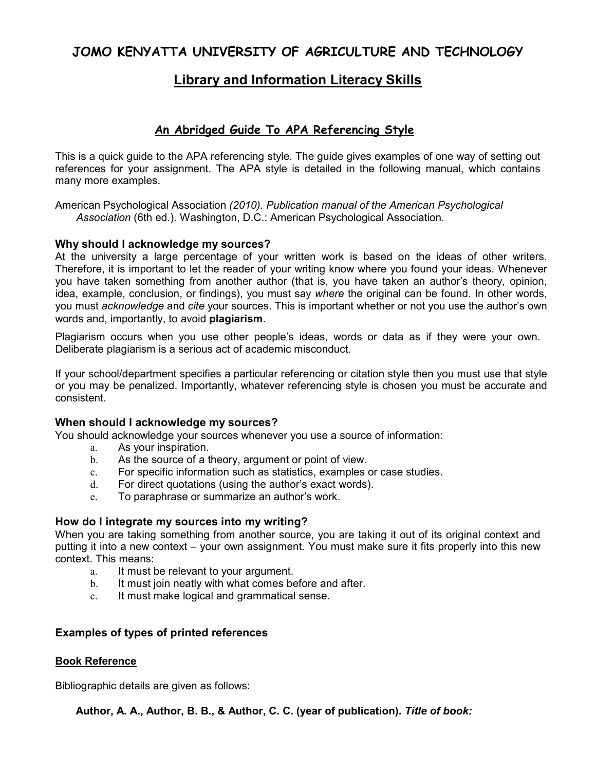# JOMO KENYATTA UNIVERSITY OF AGRICULTURE AND TECHNOLOGY

## Library and Information Literacy Skills

### An Abridged Guide To APA Referencing Style

This is a quick guide to the APA referencing style. The guide gives examples of one way of setting out references for your assignment. The APA style is detailed in the following manual, which contains many more examples.

American Psychological Association *(2010). Publication manual of the American Psychological Association* (6th ed.). Washington, D.C.: American Psychological Association.

#### Why should I acknowledge my sources?

At the university a large percentage of your written work is based on the ideas of other writers. Therefore, it is important to let the reader of your writing know where you found your ideas. Whenever you have taken something from another author (that is, you have taken an author's theory, opinion, idea, example, conclusion, or findings), you must say *where* the original can be found. In other words, you must *acknowledge* and *cite* your sources. This is important whether or not you use the author's own words and, importantly, to avoid **plagiarism**.

Plagiarism occurs when you use other people's ideas, words or data as if they were your own. Deliberate plagiarism is a serious act of academic misconduct.

If your school/department specifies a particular referencing or citation style then you must use that style or you may be penalized. Importantly, whatever referencing style is chosen you must be accurate and consistent.

#### When should I acknowledge my sources?

You should acknowledge your sources whenever you use a source of information:

a. As your inspiration.
b. As the source of a theory, argument or point of view.
c. For specific information such as statistics, examples or case studies.
d. For direct quotations (using the author's exact words).
e. To paraphrase or summarize an author's work.

#### How do I integrate my sources into my writing?

When you are taking something from another source, you are taking it out of its original context and putting it into a new context – your own assignment. You must make sure it fits properly into this new context. This means:

a. It must be relevant to your argument.
b. It must join neatly with what comes before and after.
c. It must make logical and grammatical sense.

#### Examples of types of printed references

**Book Reference**

Bibliographic details are given as follows:

**Author, A. A., Author, B. B., & Author, C. C. (year of publication).** ***Title of book:***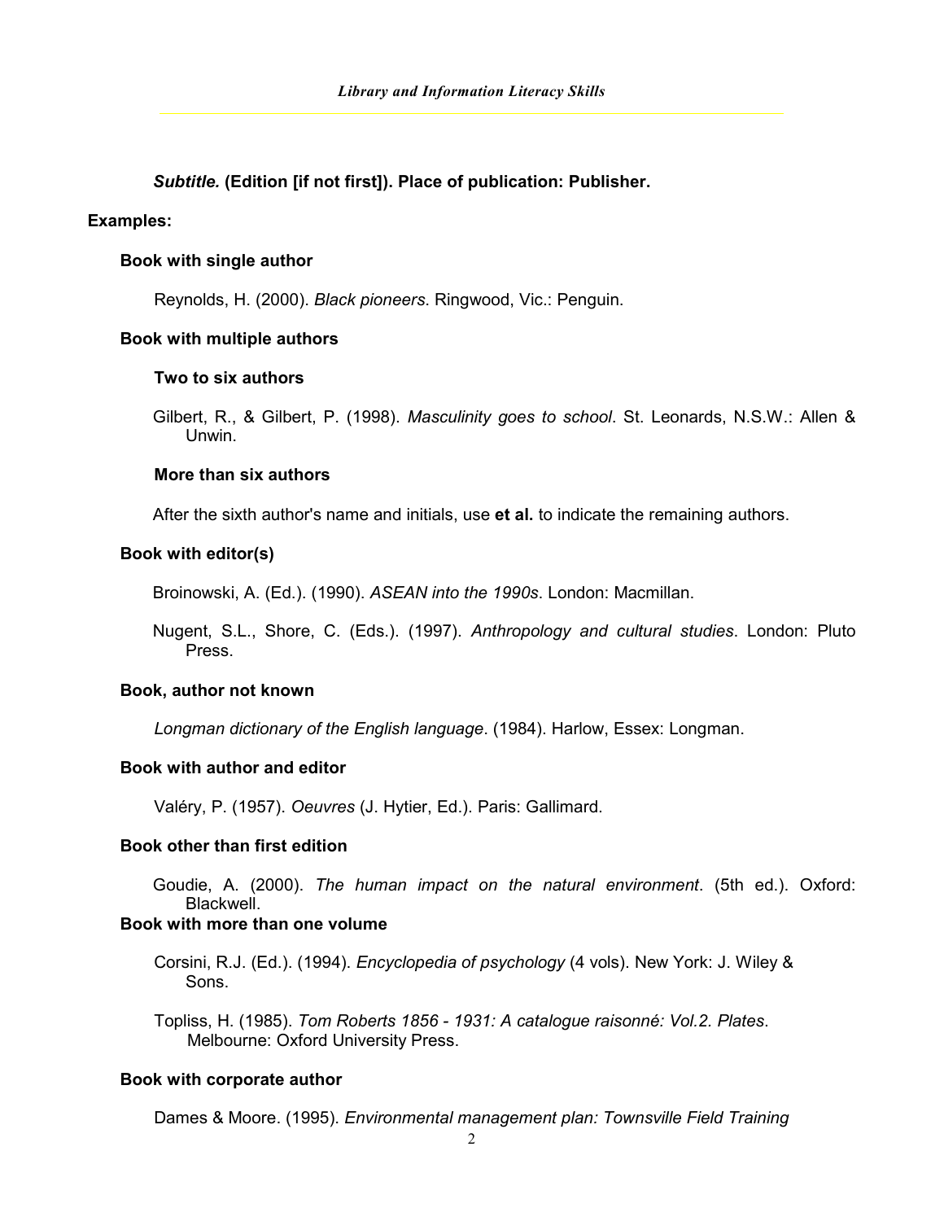***Subtitle.* (Edition [if not first]). Place of publication: Publisher.**

**Examples:**

**Book with single author**

Reynolds, H. (2000). *Black pioneers*. Ringwood, Vic.: Penguin.

**Book with multiple authors**

**Two to six authors**

Gilbert, R., & Gilbert, P. (1998). *Masculinity goes to school*. St. Leonards, N.S.W.: Allen & Unwin.

**More than six authors**

After the sixth author's name and initials, use **et al.** to indicate the remaining authors.

**Book with editor(s)**

Broinowski, A. (Ed.). (1990). *ASEAN into the 1990s*. London: Macmillan.

Nugent, S.L., Shore, C. (Eds.). (1997). *Anthropology and cultural studies*. London: Pluto Press.

**Book, author not known**

*Longman dictionary of the English language*. (1984). Harlow, Essex: Longman.

**Book with author and editor**

Valéry, P. (1957). *Oeuvres* (J. Hytier, Ed.). Paris: Gallimard.

**Book other than first edition**

Goudie, A. (2000). *The human impact on the natural environment*. (5th ed.). Oxford: Blackwell.

**Book with more than one volume**

Corsini, R.J. (Ed.). (1994). *Encyclopedia of psychology* (4 vols). New York: J. Wiley & Sons.

Topliss, H. (1985). *Tom Roberts 1856 - 1931: A catalogue raisonné: Vol.2. Plates*. Melbourne: Oxford University Press.

**Book with corporate author**

Dames & Moore. (1995). *Environmental management plan: Townsville Field Training*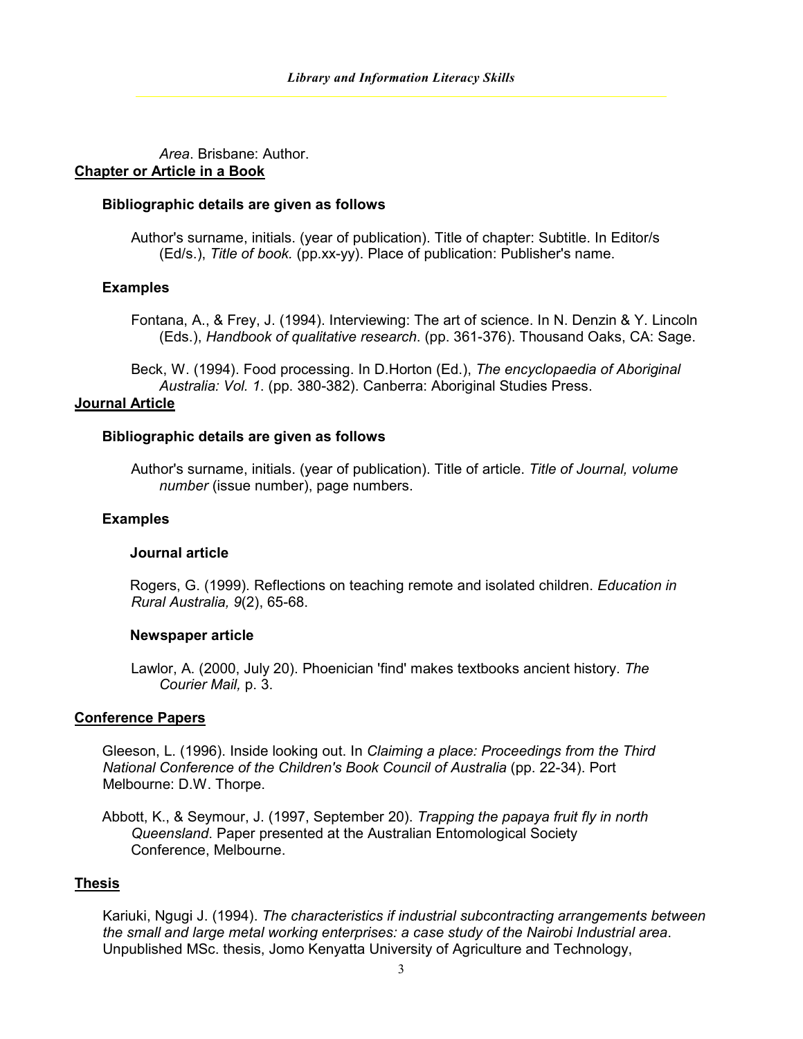*Area*. Brisbane: Author.

## Chapter or Article in a Book

### Bibliographic details are given as follows

Author's surname, initials. (year of publication). Title of chapter: Subtitle. In Editor/s (Ed/s.), *Title of book.* (pp.xx-yy). Place of publication: Publisher's name.

### Examples

Fontana, A., & Frey, J. (1994). Interviewing: The art of science. In N. Denzin & Y. Lincoln (Eds.), *Handbook of qualitative research*. (pp. 361-376). Thousand Oaks, CA: Sage.

Beck, W. (1994). Food processing. In D.Horton (Ed.), *The encyclopaedia of Aboriginal Australia: Vol. 1*. (pp. 380-382). Canberra: Aboriginal Studies Press.

## Journal Article

### Bibliographic details are given as follows

Author's surname, initials. (year of publication). Title of article. *Title of Journal, volume number* (issue number), page numbers.

### Examples

#### Journal article

Rogers, G. (1999). Reflections on teaching remote and isolated children. *Education in Rural Australia, 9*(2), 65-68.

#### Newspaper article

Lawlor, A. (2000, July 20). Phoenician 'find' makes textbooks ancient history. *The Courier Mail,* p. 3.

## Conference Papers

Gleeson, L. (1996). Inside looking out. In *Claiming a place: Proceedings from the Third National Conference of the Children's Book Council of Australia* (pp. 22-34). Port Melbourne: D.W. Thorpe.

Abbott, K., & Seymour, J. (1997, September 20). *Trapping the papaya fruit fly in north Queensland*. Paper presented at the Australian Entomological Society Conference, Melbourne.

## Thesis

Kariuki, Ngugi J. (1994). *The characteristics if industrial subcontracting arrangements between the small and large metal working enterprises: a case study of the Nairobi Industrial area*. Unpublished MSc. thesis, Jomo Kenyatta University of Agriculture and Technology,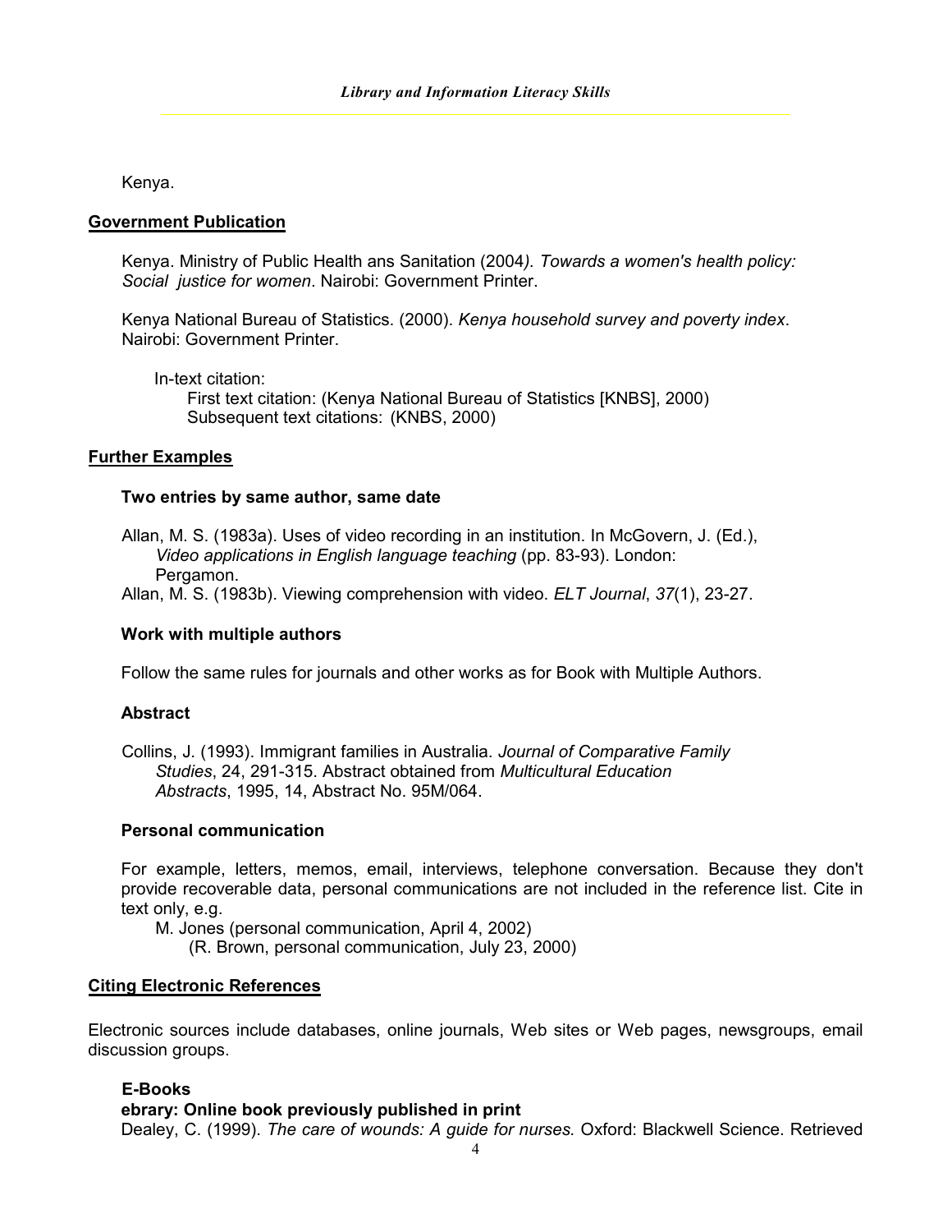Kenya.

## Government Publication

Kenya. Ministry of Public Health ans Sanitation (2004*). Towards a women's health policy: Social justice for women*. Nairobi: Government Printer.

Kenya National Bureau of Statistics. (2000). *Kenya household survey and poverty index*. Nairobi: Government Printer.

In-text citation:
First text citation: (Kenya National Bureau of Statistics [KNBS], 2000)
Subsequent text citations: (KNBS, 2000)

## Further Examples

### Two entries by same author, same date

Allan, M. S. (1983a). Uses of video recording in an institution. In McGovern, J. (Ed.), *Video applications in English language teaching* (pp. 83-93). London: Pergamon.
Allan, M. S. (1983b). Viewing comprehension with video. *ELT Journal*, *37*(1), 23-27.

### Work with multiple authors

Follow the same rules for journals and other works as for Book with Multiple Authors.

### Abstract

Collins, J. (1993). Immigrant families in Australia. *Journal of Comparative Family Studies*, 24, 291-315. Abstract obtained from *Multicultural Education Abstracts*, 1995, 14, Abstract No. 95M/064.

### Personal communication

For example, letters, memos, email, interviews, telephone conversation. Because they don't provide recoverable data, personal communications are not included in the reference list. Cite in text only, e.g.

M. Jones (personal communication, April 4, 2002)
(R. Brown, personal communication, July 23, 2000)

## Citing Electronic References

Electronic sources include databases, online journals, Web sites or Web pages, newsgroups, email discussion groups.

### E-Books

**ebrary: Online book previously published in print**

Dealey, C. (1999). *The care of wounds: A guide for nurses.* Oxford: Blackwell Science. Retrieved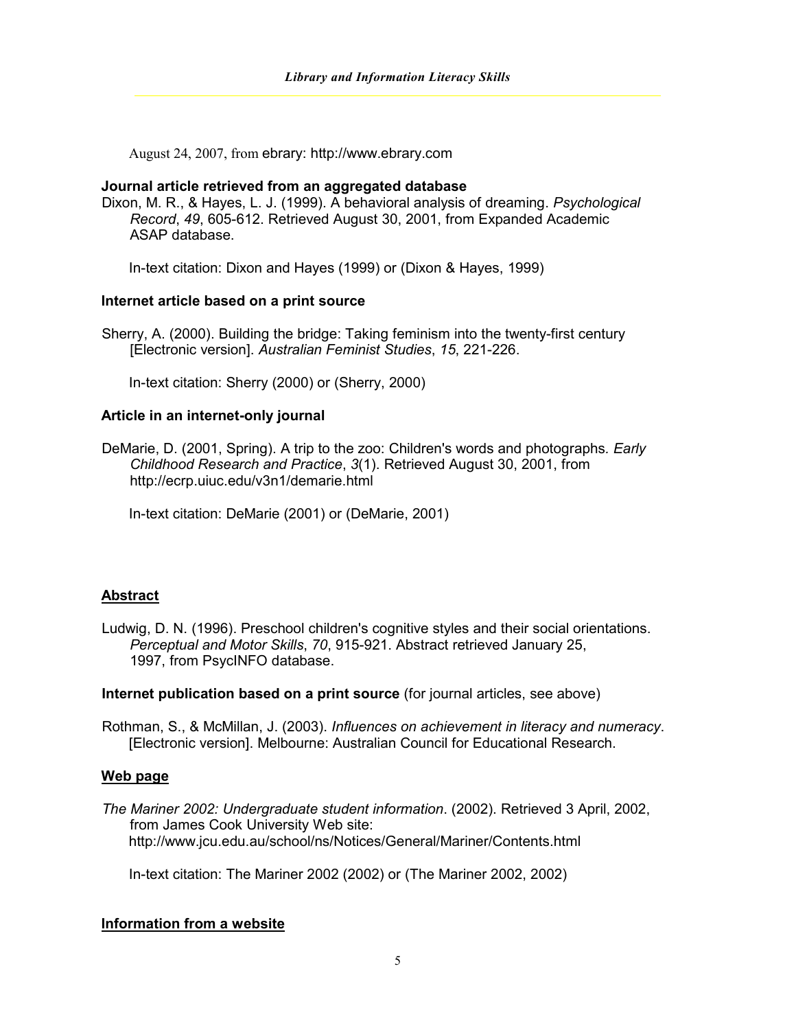August 24, 2007, from ebrary: http://www.ebrary.com

**Journal article retrieved from an aggregated database**

Dixon, M. R., & Hayes, L. J. (1999). A behavioral analysis of dreaming. *Psychological Record*, *49*, 605-612. Retrieved August 30, 2001, from Expanded Academic ASAP database.

In-text citation: Dixon and Hayes (1999) or (Dixon & Hayes, 1999)

**Internet article based on a print source**

Sherry, A. (2000). Building the bridge: Taking feminism into the twenty-first century [Electronic version]. *Australian Feminist Studies*, *15*, 221-226.

In-text citation: Sherry (2000) or (Sherry, 2000)

**Article in an internet-only journal**

DeMarie, D. (2001, Spring). A trip to the zoo: Children's words and photographs. *Early Childhood Research and Practice*, *3*(1). Retrieved August 30, 2001, from http://ecrp.uiuc.edu/v3n1/demarie.html

In-text citation: DeMarie (2001) or (DeMarie, 2001)

**Abstract**

Ludwig, D. N. (1996). Preschool children's cognitive styles and their social orientations. *Perceptual and Motor Skills*, *70*, 915-921. Abstract retrieved January 25, 1997, from PsycINFO database.

**Internet publication based on a print source** (for journal articles, see above)

Rothman, S., & McMillan, J. (2003). *Influences on achievement in literacy and numeracy*. [Electronic version]. Melbourne: Australian Council for Educational Research.

**Web page**

*The Mariner 2002: Undergraduate student information*. (2002). Retrieved 3 April, 2002, from James Cook University Web site: http://www.jcu.edu.au/school/ns/Notices/General/Mariner/Contents.html

In-text citation: The Mariner 2002 (2002) or (The Mariner 2002, 2002)

**Information from a website**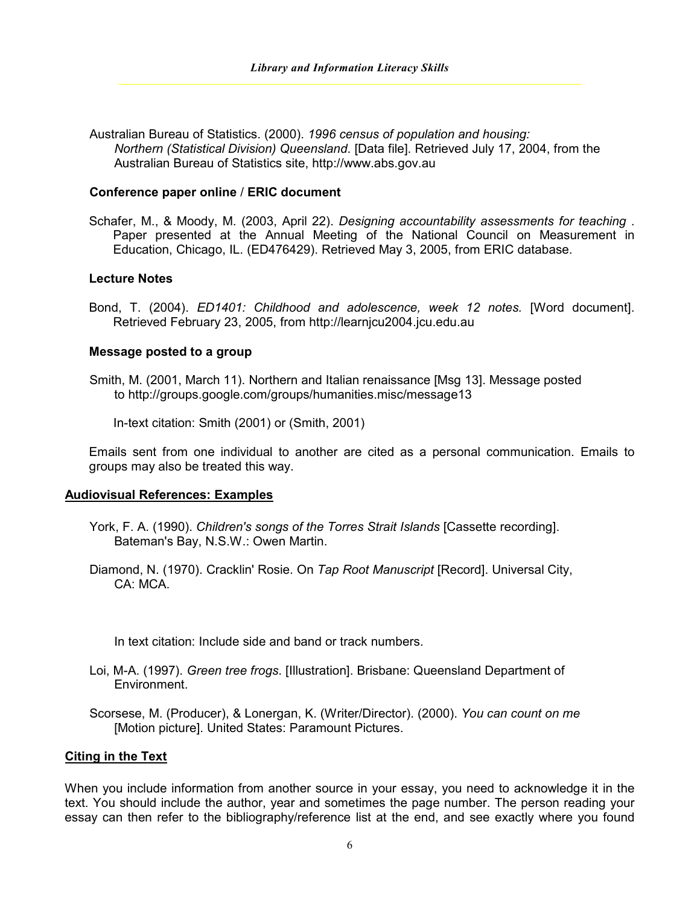Australian Bureau of Statistics. (2000). *1996 census of population and housing: Northern (Statistical Division) Queensland*. [Data file]. Retrieved July 17, 2004, from the Australian Bureau of Statistics site, http://www.abs.gov.au

**Conference paper online / ERIC document**

Schafer, M., & Moody, M. (2003, April 22). *Designing accountability assessments for teaching* . Paper presented at the Annual Meeting of the National Council on Measurement in Education, Chicago, IL. (ED476429). Retrieved May 3, 2005, from ERIC database.

**Lecture Notes**

Bond, T. (2004). *ED1401: Childhood and adolescence, week 12 notes.* [Word document]. Retrieved February 23, 2005, from http://learnjcu2004.jcu.edu.au

**Message posted to a group**

Smith, M. (2001, March 11). Northern and Italian renaissance [Msg 13]. Message posted to http://groups.google.com/groups/humanities.misc/message13

In-text citation: Smith (2001) or (Smith, 2001)

Emails sent from one individual to another are cited as a personal communication. Emails to groups may also be treated this way.

## Audiovisual References: Examples

York, F. A. (1990). *Children's songs of the Torres Strait Islands* [Cassette recording]. Bateman's Bay, N.S.W.: Owen Martin.

Diamond, N. (1970). Cracklin' Rosie. On *Tap Root Manuscript* [Record]. Universal City, CA: MCA.

In text citation: Include side and band or track numbers.

Loi, M-A. (1997). *Green tree frogs.* [Illustration]. Brisbane: Queensland Department of Environment.

Scorsese, M. (Producer), & Lonergan, K. (Writer/Director). (2000). *You can count on me* [Motion picture]. United States: Paramount Pictures.

## Citing in the Text

When you include information from another source in your essay, you need to acknowledge it in the text. You should include the author, year and sometimes the page number. The person reading your essay can then refer to the bibliography/reference list at the end, and see exactly where you found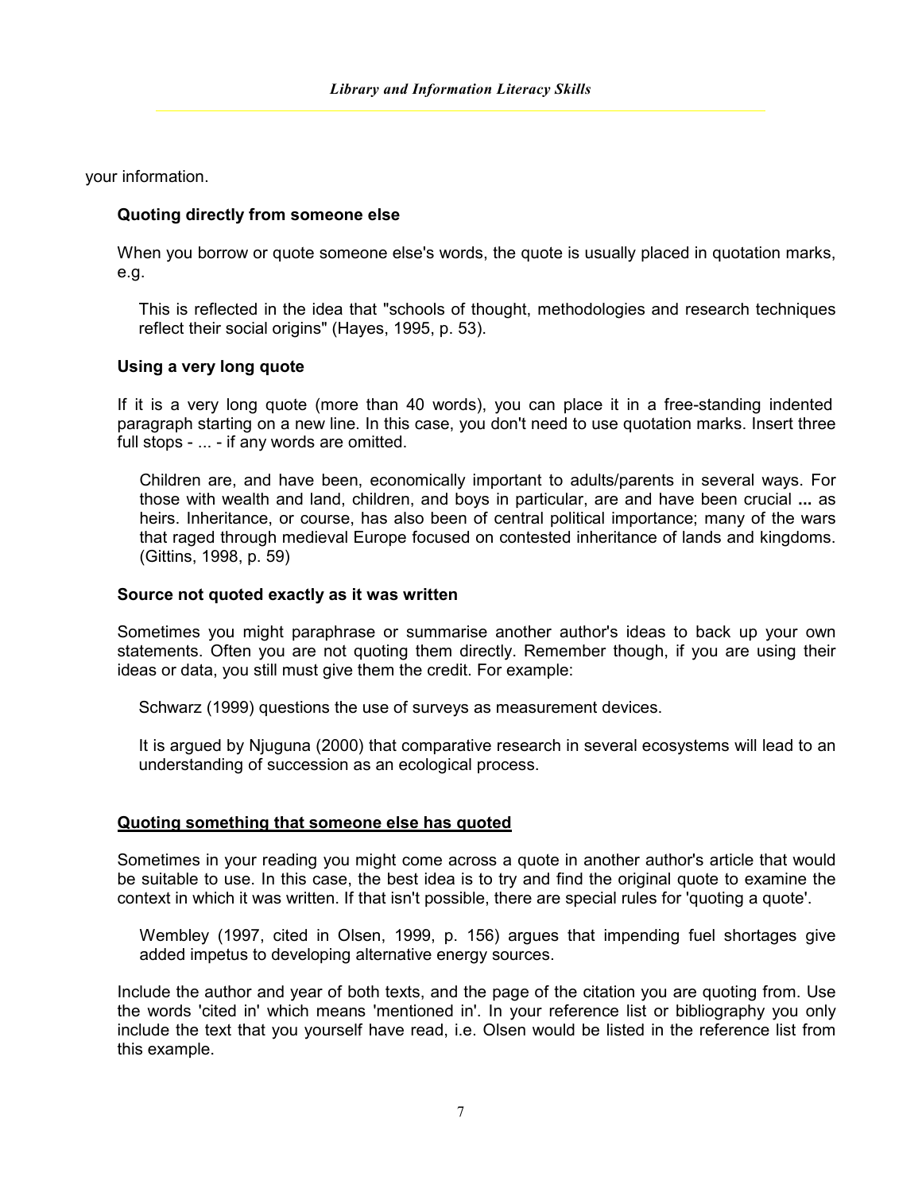your information.

### Quoting directly from someone else

When you borrow or quote someone else's words, the quote is usually placed in quotation marks, e.g.

> This is reflected in the idea that "schools of thought, methodologies and research techniques reflect their social origins" (Hayes, 1995, p. 53).

### Using a very long quote

If it is a very long quote (more than 40 words), you can place it in a free-standing indented paragraph starting on a new line. In this case, you don't need to use quotation marks. Insert three full stops - ... - if any words are omitted.

> Children are, and have been, economically important to adults/parents in several ways. For those with wealth and land, children, and boys in particular, are and have been crucial **...** as heirs. Inheritance, or course, has also been of central political importance; many of the wars that raged through medieval Europe focused on contested inheritance of lands and kingdoms. (Gittins, 1998, p. 59)

### Source not quoted exactly as it was written

Sometimes you might paraphrase or summarise another author's ideas to back up your own statements. Often you are not quoting them directly. Remember though, if you are using their ideas or data, you still must give them the credit. For example:

> Schwarz (1999) questions the use of surveys as measurement devices.

> It is argued by Njuguna (2000) that comparative research in several ecosystems will lead to an understanding of succession as an ecological process.

### <u>Quoting something that someone else has quoted</u>

Sometimes in your reading you might come across a quote in another author's article that would be suitable to use. In this case, the best idea is to try and find the original quote to examine the context in which it was written. If that isn't possible, there are special rules for 'quoting a quote'.

> Wembley (1997, cited in Olsen, 1999, p. 156) argues that impending fuel shortages give added impetus to developing alternative energy sources.

Include the author and year of both texts, and the page of the citation you are quoting from. Use the words 'cited in' which means 'mentioned in'. In your reference list or bibliography you only include the text that you yourself have read, i.e. Olsen would be listed in the reference list from this example.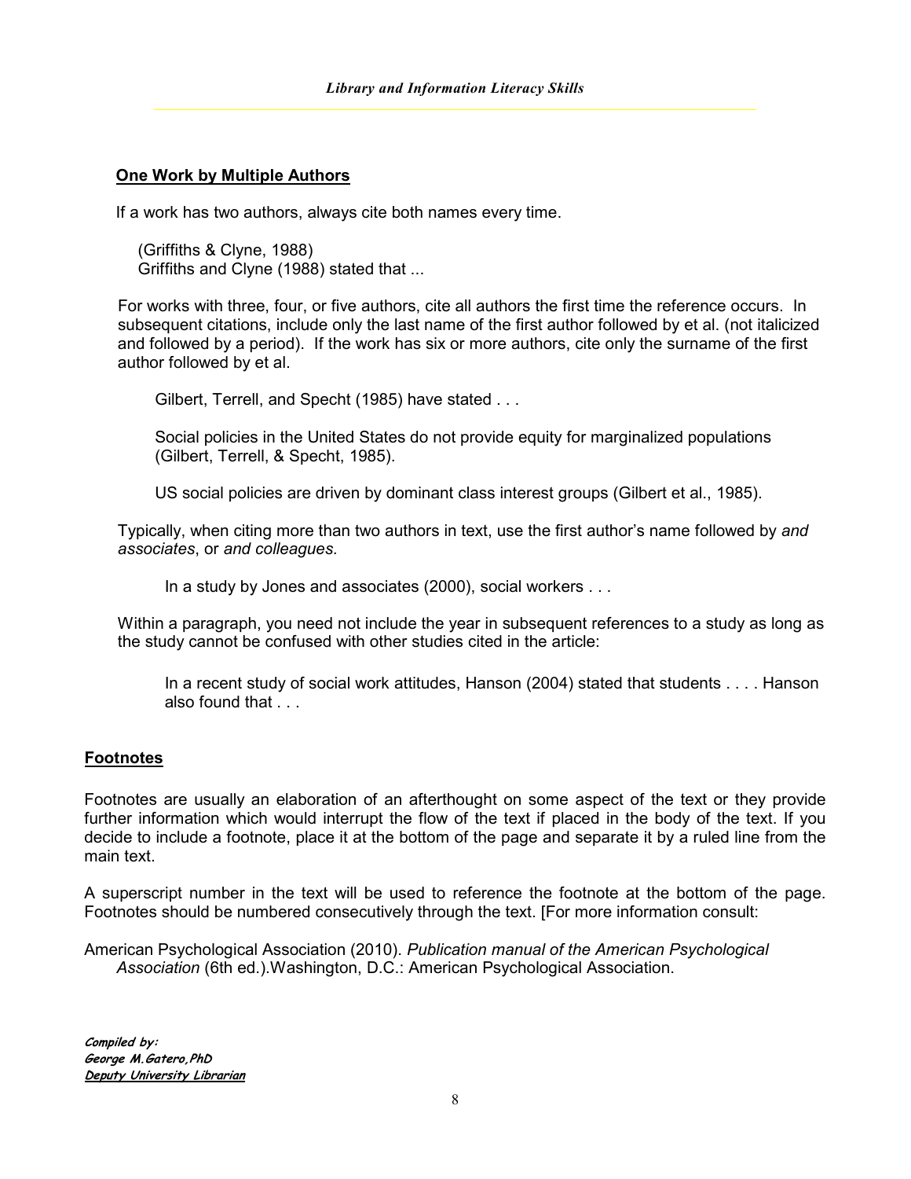## One Work by Multiple Authors

If a work has two authors, always cite both names every time.

(Griffiths & Clyne, 1988)
Griffiths and Clyne (1988) stated that ...

For works with three, four, or five authors, cite all authors the first time the reference occurs. In subsequent citations, include only the last name of the first author followed by et al. (not italicized and followed by a period). If the work has six or more authors, cite only the surname of the first author followed by et al.

Gilbert, Terrell, and Specht (1985) have stated . . .

Social policies in the United States do not provide equity for marginalized populations (Gilbert, Terrell, & Specht, 1985).

US social policies are driven by dominant class interest groups (Gilbert et al., 1985).

Typically, when citing more than two authors in text, use the first author's name followed by *and associates*, or *and colleagues.*

In a study by Jones and associates (2000), social workers . . .

Within a paragraph, you need not include the year in subsequent references to a study as long as the study cannot be confused with other studies cited in the article:

In a recent study of social work attitudes, Hanson (2004) stated that students . . . . Hanson also found that . . .

## Footnotes

Footnotes are usually an elaboration of an afterthought on some aspect of the text or they provide further information which would interrupt the flow of the text if placed in the body of the text. If you decide to include a footnote, place it at the bottom of the page and separate it by a ruled line from the main text.

A superscript number in the text will be used to reference the footnote at the bottom of the page. Footnotes should be numbered consecutively through the text. [For more information consult:

American Psychological Association (2010). *Publication manual of the American Psychological Association* (6th ed.).Washington, D.C.: American Psychological Association.

***Compiled by:***
***George M.Gatero,PhD***
***Deputy University Librarian***